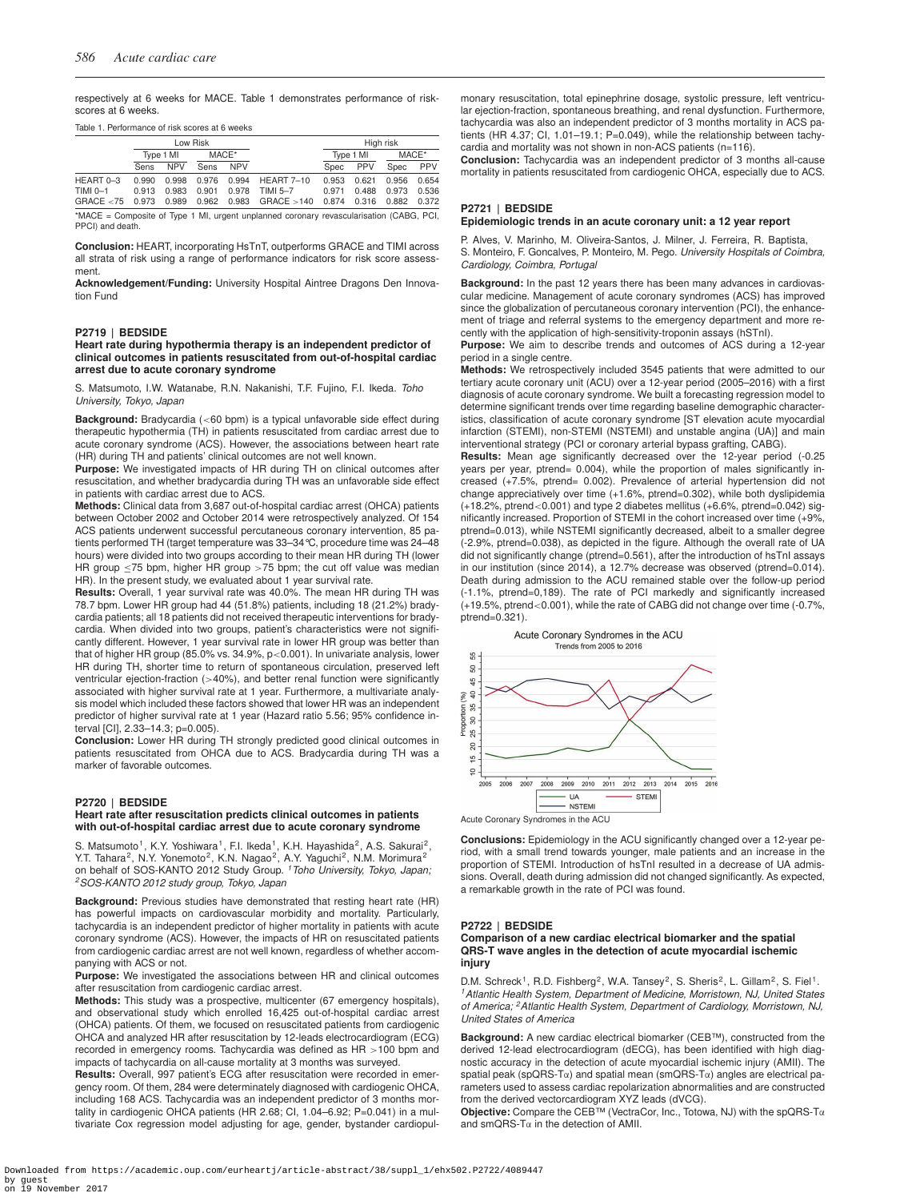respectively at 6 weeks for MACE. Table 1 demonstrates performance of risk-scores at 6 weeks.

Table 1. Performance of risk scores at 6 weeks

| | Low Risk | | | | | High risk | | | |
|---|---|---|---|---|---|---|---|---|---|
| | Type 1 MI | | MACE* | | | Type 1 MI | | MACE* | |
| | Sens | NPV | Sens | NPV | | Spec | PPV | Spec | PPV |
| HEART 0–3 | 0.990 | 0.998 | 0.976 | 0.994 | HEART 7–10 | 0.953 | 0.621 | 0.956 | 0.654 |
| TIMI 0–1 | 0.913 | 0.983 | 0.901 | 0.978 | TIMI 5–7 | 0.971 | 0.488 | 0.973 | 0.536 |
| GRACE <75 | 0.973 | 0.989 | 0.962 | 0.983 | GRACE >140 | 0.874 | 0.316 | 0.882 | 0.372 |

*MACE = Composite of Type 1 MI, urgent unplanned coronary revascularisation (CABG, PCI, PPCI) and death.

**Conclusion:** HEART, incorporating HsTnT, outperforms GRACE and TIMI across all strata of risk using a range of performance indicators for risk score assessment.

**Acknowledgement/Funding:** University Hospital Aintree Dragons Den Innovation Fund

## P2719 | BEDSIDE

### Heart rate during hypothermia therapy is an independent predictor of clinical outcomes in patients resuscitated from out-of-hospital cardiac arrest due to acute coronary syndrome

S. Matsumoto, I.W. Watanabe, R.N. Nakanishi, T.F. Fujino, F.I. Ikeda. *Toho University, Tokyo, Japan*

**Background:** Bradycardia (<60 bpm) is a typical unfavorable side effect during therapeutic hypothermia (TH) in patients resuscitated from cardiac arrest due to acute coronary syndrome (ACS). However, the associations between heart rate (HR) during TH and patients' clinical outcomes are not well known.

**Purpose:** We investigated impacts of HR during TH on clinical outcomes after resuscitation, and whether bradycardia during TH was an unfavorable side effect in patients with cardiac arrest due to ACS.

**Methods:** Clinical data from 3,687 out-of-hospital cardiac arrest (OHCA) patients between October 2002 and October 2014 were retrospectively analyzed. Of 154 ACS patients underwent successful percutaneous coronary intervention, 85 patients performed TH (target temperature was 33–34°C, procedure time was 24–48 hours) were divided into two groups according to their mean HR during TH (lower HR group ≤75 bpm, higher HR group >75 bpm; the cut off value was median HR). In the present study, we evaluated about 1 year survival rate.

**Results:** Overall, 1 year survival rate was 40.0%. The mean HR during TH was 78.7 bpm. Lower HR group had 44 (51.8%) patients, including 18 (21.2%) bradycardia patients; all 18 patients did not received therapeutic interventions for bradycardia. When divided into two groups, patient's characteristics were not significantly different. However, 1 year survival rate in lower HR group was better than that of higher HR group (85.0% vs. 34.9%, p<0.001). In univariate analysis, lower HR during TH, shorter time to return of spontaneous circulation, preserved left ventricular ejection-fraction (>40%), and better renal function were significantly associated with higher survival rate at 1 year. Furthermore, a multivariate analysis model which included these factors showed that lower HR was an independent predictor of higher survival rate at 1 year (Hazard ratio 5.56; 95% confidence interval [CI], 2.33–14.3; p=0.005).

**Conclusion:** Lower HR during TH strongly predicted good clinical outcomes in patients resuscitated from OHCA due to ACS. Bradycardia during TH was a marker of favorable outcomes.

## P2720 | BEDSIDE

### Heart rate after resuscitation predicts clinical outcomes in patients with out-of-hospital cardiac arrest due to acute coronary syndrome

S. Matsumoto[1], K.Y. Yoshiwara[1], F.I. Ikeda[1], K.H. Hayashida[2], A.S. Sakurai[2], Y.T. Tahara[2], N.Y. Yonemoto[2], K.N. Nagao[2], A.Y. Yaguchi[2], N.M. Morimura[2] on behalf of SOS-KANTO 2012 Study Group. *[1]Toho University, Tokyo, Japan; [2]SOS-KANTO 2012 study group, Tokyo, Japan*

**Background:** Previous studies have demonstrated that resting heart rate (HR) has powerful impacts on cardiovascular morbidity and mortality. Particularly, tachycardia is an independent predictor of higher mortality in patients with acute coronary syndrome (ACS). However, the impacts of HR on resuscitated patients from cardiogenic cardiac arrest are not well known, regardless of whether accompanying with ACS or not.

**Purpose:** We investigated the associations between HR and clinical outcomes after resuscitation from cardiogenic cardiac arrest.

**Methods:** This study was a prospective, multicenter (67 emergency hospitals), and observational study which enrolled 16,425 out-of-hospital cardiac arrest (OHCA) patients. Of them, we focused on resuscitated patients from cardiogenic OHCA and analyzed HR after resuscitation by 12-leads electrocardiogram (ECG) recorded in emergency rooms. Tachycardia was defined as HR >100 bpm and impacts of tachycardia on all-cause mortality at 3 months was surveyed.

**Results:** Overall, 997 patient's ECG after resuscitation were recorded in emergency room. Of them, 284 were determinately diagnosed with cardiogenic OHCA, including 168 ACS. Tachycardia was an independent predictor of 3 months mortality in cardiogenic OHCA patients (HR 2.68; CI, 1.04–6.92; P=0.041) in a multivariate Cox regression model adjusting for age, gender, bystander cardiopulmonary resuscitation, total epinephrine dosage, systolic pressure, left ventricular ejection-fraction, spontaneous breathing, and renal dysfunction. Furthermore, tachycardia was also an independent predictor of 3 months mortality in ACS patients (HR 4.37; CI, 1.01–19.1; P=0.049), while the relationship between tachycardia and mortality was not shown in non-ACS patients (n=116).

**Conclusion:** Tachycardia was an independent predictor of 3 months all-cause mortality in patients resuscitated from cardiogenic OHCA, especially due to ACS.

## P2721 | BEDSIDE

### Epidemiologic trends in an acute coronary unit: a 12 year report

P. Alves, V. Marinho, M. Oliveira-Santos, J. Milner, J. Ferreira, R. Baptista, S. Monteiro, F. Goncalves, P. Monteiro, M. Pego. *University Hospitals of Coimbra, Cardiology, Coimbra, Portugal*

**Background:** In the past 12 years there has been many advances in cardiovascular medicine. Management of acute coronary syndromes (ACS) has improved since the globalization of percutaneous coronary intervention (PCI), the enhancement of triage and referral systems to the emergency department and more recently with the application of high-sensitivity-troponin assays (hSTnI).

**Purpose:** We aim to describe trends and outcomes of ACS during a 12-year period in a single centre.

**Methods:** We retrospectively included 3545 patients that were admitted to our tertiary acute coronary unit (ACU) over a 12-year period (2005–2016) with a first diagnosis of acute coronary syndrome. We built a forecasting regression model to determine significant trends over time regarding baseline demographic characteristics, classification of acute coronary syndrome [ST elevation acute myocardial infarction (STEMI), non-STEMI (NSTEMI) and unstable angina (UA)] and main interventional strategy (PCI or coronary arterial bypass grafting, CABG).

**Results:** Mean age significantly decreased over the 12-year period (-0.25 years per year, ptrend= 0.004), while the proportion of males significantly increased (+7.5%, ptrend= 0.002). Prevalence of arterial hypertension did not change appreciatively over time (+1.6%, ptrend=0.302), while both dyslipidemia (+18.2%, ptrend<0.001) and type 2 diabetes mellitus (+6.6%, ptrend=0.042) significantly increased. Proportion of STEMI in the cohort increased over time (+9%, ptrend=0.013), while NSTEMI significantly decreased, albeit to a smaller degree (-2.9%, ptrend=0.038), as depicted in the figure. Although the overall rate of UA did not significantly change (ptrend=0.561), after the introduction of hsTnI assays in our institution (since 2014), a 12.7% decrease was observed (ptrend=0.014). Death during admission to the ACU remained stable over the follow-up period (-1.1%, ptrend=0,189). The rate of PCI markedly and significantly increased (+19.5%, ptrend<0.001), while the rate of CABG did not change over time (-0.7%, ptrend=0.321).

Acute Coronary Syndromes in the ACU

**Conclusions:** Epidemiology in the ACU significantly changed over a 12-year period, with a small trend towards younger, male patients and an increase in the proportion of STEMI. Introduction of hsTnI resulted in a decrease of UA admissions. Overall, death during admission did not changed significantly. As expected, a remarkable growth in the rate of PCI was found.

## P2722 | BEDSIDE

### Comparison of a new cardiac electrical biomarker and the spatial QRS-T wave angles in the detection of acute myocardial ischemic injury

D.M. Schreck[1], R.D. Fishberg[2], W.A. Tansey[2], S. Sheris[2], L. Gillam[2], S. Fiel[1]. *[1]Atlantic Health System, Department of Medicine, Morristown, NJ, United States of America; [2]Atlantic Health System, Department of Cardiology, Morristown, NJ, United States of America*

**Background:** A new cardiac electrical biomarker (CEB™), constructed from the derived 12-lead electrocardiogram (dECG), has been identified with high diagnostic accuracy in the detection of acute myocardial ischemic injury (AMII). The spatial peak (spQRS-Tα) and spatial mean (smQRS-Tα) angles are electrical parameters used to assess cardiac repolarization abnormalities and are constructed from the derived vectorcardiogram XYZ leads (dVCG).

**Objective:** Compare the CEB™ (VectraCor, Inc., Totowa, NJ) with the spQRS-Tα and smQRS-Tα in the detection of AMII.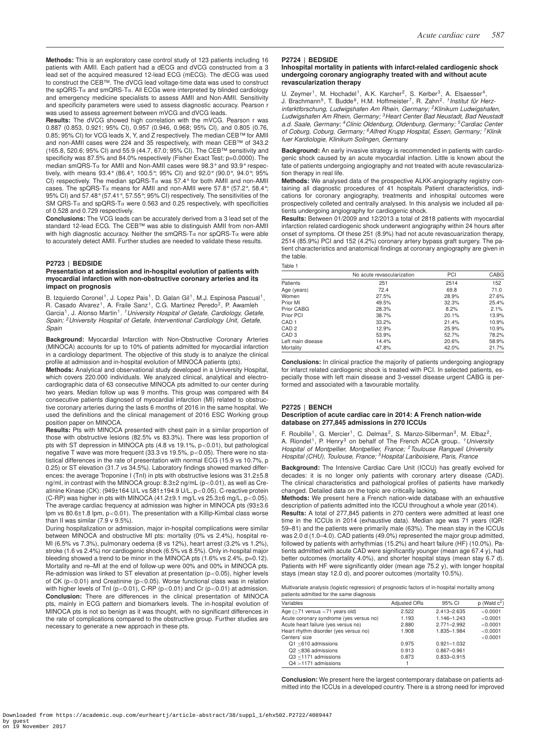**Methods:** This is an exploratory case control study of 123 patients including 16 patients with AMII. Each patient had a dECG and dVCG constructed from a 3 lead set of the acquired measured 12-lead ECG (mECG). The dECG was used to construct the CEB™. The dVCG lead voltage-time data was used to construct the spQRS-Tα and smQRS-Tα. All ECGs were interpreted by blinded cardiology and emergency medicine specialists to assess AMII and Non-AMII. Sensitivity and specificity parameters were used to assess diagnostic accuracy. Pearson r was used to assess agreement between mVCG and dVCG leads.

**Results:** The dVCG showed high correlation with the mVCG. Pearson r was 0.887 (0.853, 0.921; 95% CI), 0.957 (0.946, 0.968; 95% CI), and 0.805 (0.76, 0.85; 95% CI) for VCG leads X, Y, and Z respectively. The median CEB™ for AMII and non-AMII cases were 224 and 35 respectively, with mean CEB™ of 343.2 (165.8, 520.6; 95% CI) and 55.9 (44.7, 67.0; 95% CI). The CEB™ sensitivity and specificity was 87.5% and 84.0% respectively (Fisher Exact Test; p=0.0000). The median smQRS-Tα for AMII and Non-AMII cases were 98.3° and 93.9° respectively, with means 93.4° (86.4°, 100.5°; 95% CI) and 92.0° (90.0°, 94.0°; 95% CI) respectively. The median spQRS-Tα was 57.4° for both AMII and non-AMII cases. The spQRS-Tα means for AMII and non-AMII were 57.8° (57.2°, 58.4°; 95% CI) and 57.48° (57.41°, 57.55°; 95% CI) respectively. The sensitivities of the SM QRS-Tα and spQRS-Tα were 0.563 and 0.25 respectively, with specificities of 0.528 and 0.729 respectively.

**Conclusions:** The VCG leads can be accurately derived from a 3 lead set of the standard 12-lead ECG. The CEB™ was able to distinguish AMII from non-AMII with high diagnostic accuracy. Neither the smQRS-Tα nor spQRS-Tα were able to accurately detect AMII. Further studies are needed to validate these results.

## P2723 | BEDSIDE

### Presentation at admission and in-hospital evolution of patients with myocardial infarction with non-obstructive coronary arteries and its impact on prognosis

B. Izquierdo Coronel[1], J. Lopez Pais[1], D. Galan Gil[1], M.J. Espinosa Pascual[1], R. Casado Alvarez[1], A. Fraile Sanz[1], C.G. Martinez Peredo[2], P. Awamleh Garcia[1], J. Alonso Martin[1]. *[1]University Hospital of Getafe, Cardiology, Getafe, Spain; [2]University Hospital of Getafe, Interventional Cardiology Unit, Getafe, Spain*

**Background:** Myocardial Infarction with Non-Obstructive Coronary Arteries (MINOCA) accounts for up to 10% of patients admitted for myocardial infarction in a cardiology department. The objective of this study is to analyze the clinical profile at admission and in-hospital evolution of MINOCA patients (pts).

**Methods:** Analytical and observational study developed in a University Hospital, which covers 220.000 individuals. We analyzed clinical, analytical and electrocardiographic data of 63 consecutive MINOCA pts admitted to our center during two years. Median follow up was 9 months. This group was compared with 84 consecutive patients diagnosed of myocardial infarction (MI) related to obstructive coronary arteries during the lasts 6 months of 2016 in the same hospital. We used the definitions and the clinical management of 2016 ESC Working group position paper on MINOCA.

**Results:** Pts with MINOCA presented with chest pain in a similar proportion of those with obstructive lesions (82.5% vs 83.3%). There was less proportion of pts with ST depression in MINOCA pts (4.8 vs 19.1%, $p<0.01$), but pathological negative T wave was more frequent (33.3 vs 19.5%, $p<0.05$). There were no statistical differences in the rate of presentation with normal ECG (15.9 vs 10.7%, p 0.25) or ST elevation (31.7 vs 34.5%). Laboratory findings showed marked differences: the average Troponine I (TnI) in pts with obstructive lesions was 31.2±5.8 ng/ml, in contrast with the MINOCA group: 8.3±2 ng/mL ($p<0.01$), as well as Creatinine Kinase (CK): (949±164 U/L vs 581±194.9 U/L, $p<0.05$). C-reactive protein (C-RP) was higher in pts with MINOCA (41.2±9.1 mg/L vs 25.3±6 mg/L, $p<0.05$). The average cardiac frequency at admission was higher in MINOCA pts (93±3.6 lpm vs 80.6±1.8 lpm, $p<0.01$). The presentation with a Killip-Kimbal class worse than II was similar (7.9 v 9.5%).

During hospitalization or admission, major in-hospital complications were similar between MINOCA and obstructive MI pts: mortality (0% vs 2.4%), hospital re-MI (6.5% vs 7.3%), pulmonary oedema (8 vs 12%), heart arrest (3.2% vs 1.2%), stroke (1.6 vs 2.4%) nor cardiogenic shock (6.5% vs 8.5%). Only in-hospital major bleeding showed a trend to be minor in the MINOCA pts (1.6% vs 2.4%, p=0.12). Mortality and re–MI at the end of follow-up were 00% and 00% in MINOCA pts. Re-admission was linked to ST elevation at presentation ($p<0.05$), higher levels of CK ($p<0.01$) and Creatinine ($p<0.05$). Worse functional class was in relation with higher levels of TnI ($p<0.01$), C-RP ($p<0.01$) and Cr ($p<0.01$) at admission.

**Conclusion:** There are differences in the clinical presentation of MINOCA pts, mainly in ECG pattern and biomarkers levels. The in-hospital evolution of MINOCA pts is not so benign as it was thought, with no significant differences in the rate of complications compared to the obstructive group. Further studies are necessary to generate a new approach in these pts.

## P2724 | BEDSIDE

### Inhospital mortality in patients with infarct-relaled cardiogenic shock undergoing coronary angiography treated with and without acute revascularization therapy

U. Zeymer[1], M. Hochadel[1], A.K. Karcher[2], S. Kerber[3], A. Elsaesser[4], J. Brachmann[5], T. Budde[6], H.M. Hoffmeister[7], R. Zahn[2]. *[1]Institut für Herzinfarktforschung, Ludwigshafen Am Rhein, Germany; [2]Klinikum Ludwigshafen, Ludwigshafen Am Rhein, Germany; [3]Heart Center Bad Neustadt, Bad Neustadt a.d. Saale, Germany; [4]Clinic Oldenburg, Oldenburg, Germany; [5]Cardiac Center of Coburg, Coburg, Germany; [6]Alfred Krupp Hospital, Essen, Germany; [7]Klinik fuer Kardiologie, Klinikum Solingen, Germany*

**Background:** An early invasive strategy is recommended in patients with cardiogenic shock caused by an acute myocardial infaction. Little is known about the fate of patients undergoing angiography and not treated with acute revascularization therapy in real life.

**Methods:** We analysed data of the prospective ALKK-angiography registry containing all diagnostic procedures of 41 hospitals Patient characteristics, indications for coronary angiography, treatments and inhospital outcomes were prospectively colleted and centrally analysed. In this analysis we included all patients undergoing angiography for cardiogenic shock.

**Results:** Between 01/2009 and 12/2013 a total of 2818 patients with myocardial infarction related cardiogenic shock underwent angiography within 24 hours after onset of symptoms. Of these 251 (8.9%) had not acute revascularization therapy, 2514 (85.9%) PCI and 152 (4.2%) coronary artery bypass graft surgery. The patient characteristics and anatomical findings at coronary angiography are given in the table.

Table 1

| | No acute revascularization | PCI | CABG |
|---|---|---|---|
| Patients | 251 | 2514 | 152 |
| Age (years) | 72.4 | 69.8 | 71.0 |
| Women | 27.5% | 28.9% | 27.6% |
| Prior MI | 49.5% | 32.3% | 25.4% |
| Prior CABG | 28.3% | 8.2% | 2.1% |
| Prior PCI | 38.7% | 20.1% | 13.9% |
| CAD 1 | 33.2% | 21.4% | 10.9% |
| CAD 2 | 12.9% | 25.9% | 10.9% |
| CAD 3 | 53.9% | 52.7% | 78.2% |
| Left main disease | 14.4% | 20.6% | 58.9% |
| Mortality | 47.8% | 42.0% | 21.7% |

**Conclusions:** In clinical practice the majority of patients undergoing angiograpy for infarct related cardiogenic shock is treated with PCI. In selected patients, especially those with left main disease and 3-vessel disease urgent CABG is performed and associated with a favourable mortality.

## P2725 | BENCH

### Description of acute cardiac care in 2014: A French nation-wide database on 277,845 admissions in 270 ICCUs

F. Roubille[1], G. Mercier[1], C. Delmas[2], S. Manzo-Silberman[3], M. Elbaz[2], A. Riondel[1], P. Henry[3] on behalf of The French ACCA group.. *[1]University Hospital of Montpellier, Montpellier, France; [2]Toulouse Rangueil University Hospital (CHU), Toulouise, France; [3]Hospital Lariboisiere, Paris, France*

**Background:** The Intensive Cardiac Care Unit (ICCU) has greatly evolved for decades: it is no longer only patients with coronary artery disease (CAD). The clinical characteristics and pathological profiles of patients have markedly changed. Detailed data on the topic are critically lacking.

**Methods:** We present here a French nation-wide database with an exhaustive description of patients admitted into the ICCU throughout a whole year (2014).

**Results:** A total of 277,845 patients in 270 centers were admitted at least one time in the ICCUs in 2014 (exhaustive data). Median age was 71 years (IQR: 59–81) and the patients were primarily male (63%). The mean stay in the ICCUs was 2.0 d (1.0–4.0). CAD patients (49.0%) represented the major group admitted, followed by patients with arrhythmias (15.2%) and heart failure (HF) (10.0%). Patients admitted with acute CAD were significantly younger (mean age 67.4 y), had better outcomes (mortality 4.0%), and shorter hospital stays (mean stay 6.7 d). Patients with HF were significantly older (mean age 75.2 y), with longer hospital stays (mean stay 12.0 d), and poorer outcomes (mortality 10.5%).

Multivariate analysis (logistic regression) of prognostic factors of in-hospital mortality among patients admitted for the same diagnosis

| Variables | Adjusted ORs | 95% CI | p (Wald $c^2$) |
|---|---|---|---|
| Age (≥71 versus <71 years old) | 2.522 | 2.413–2.635 | <0.0001 |
| Acute coronary syndrome (yes versus no) | 1.193 | 1.146–1.243 | <0.0001 |
| Acute heart failure (yes versus no) | 2.880 | 2.771–2.992 | <0.0001 |
| Heart rhythm disorder (yes versus no) | 1.908 | 1.835–1.984 | <0.0001 |
| Centers' size | | | <0.0001 |
| Q1 ≤610 admissions | 0.975 | 0.921–1.032 | |
| Q2 ≤836 admissions | 0.913 | 0.867–0.961 | |
| Q3 ≤1171 admissions | 0.873 | 0.833–0.915 | |
| Q4 >1171 admissions | 1 | | |

**Conclusion:** We present here the largest contemporary database on patients admitted into the ICCUs in a developed country. There is a strong need for improved